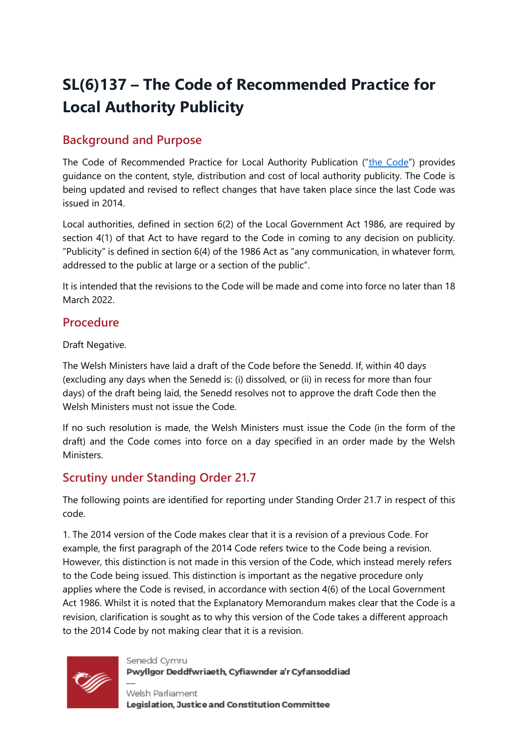# SL(6)137 – The Code of Recommended Practice for Local Authority Publicity

## Background and Purpose

The Code of Recommended Practice for Local Authority Publication ("the Code") provides guidance on the content, style, distribution and cost of local authority publicity. The Code is being updated and revised to reflect changes that have taken place since the last Code was issued in 2014.

Local authorities, defined in section 6(2) of the Local Government Act 1986, are required by section 4(1) of that Act to have regard to the Code in coming to any decision on publicity. "Publicity" is defined in section 6(4) of the 1986 Act as "any communication, in whatever form, addressed to the public at large or a section of the public".

It is intended that the revisions to the Code will be made and come into force no later than 18 March 2022.

## Procedure

Draft Negative.

The Welsh Ministers have laid a draft of the Code before the Senedd. If, within 40 days (excluding any days when the Senedd is: (i) dissolved, or (ii) in recess for more than four days) of the draft being laid, the Senedd resolves not to approve the draft Code then the Welsh Ministers must not issue the Code.

If no such resolution is made, the Welsh Ministers must issue the Code (in the form of the draft) and the Code comes into force on a day specified in an order made by the Welsh Ministers.

## Scrutiny under Standing Order 21.7

The following points are identified for reporting under Standing Order 21.7 in respect of this code.

1. The 2014 version of the Code makes clear that it is a revision of a previous Code. For example, the first paragraph of the 2014 Code refers twice to the Code being a revision. However, this distinction is not made in this version of the Code, which instead merely refers to the Code being issued. This distinction is important as the negative procedure only applies where the Code is revised, in accordance with section 4(6) of the Local Government Act 1986. Whilst it is noted that the Explanatory Memorandum makes clear that the Code is a revision, clarification is sought as to why this version of the Code takes a different approach to the 2014 Code by not making clear that it is a revision.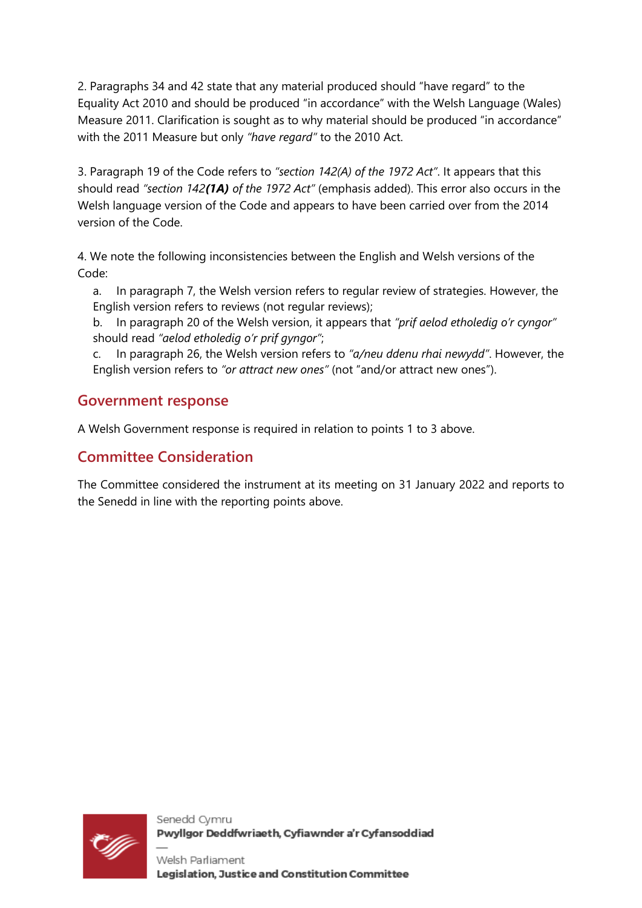2. Paragraphs 34 and 42 state that any material produced should "have regard" to the Equality Act 2010 and should be produced "in accordance" with the Welsh Language (Wales) Measure 2011. Clarification is sought as to why material should be produced "in accordance" with the 2011 Measure but only *"have regard"* to the 2010 Act.

3. Paragraph 19 of the Code refers to *"section 142(A) of the 1972 Act"*. It appears that this should read *"section 142**(1A)** of the 1972 Act"* (emphasis added). This error also occurs in the Welsh language version of the Code and appears to have been carried over from the 2014 version of the Code.

4. We note the following inconsistencies between the English and Welsh versions of the Code:

a. In paragraph 7, the Welsh version refers to regular review of strategies. However, the English version refers to reviews (not regular reviews);

b. In paragraph 20 of the Welsh version, it appears that *"prif aelod etholedig o'r cyngor"* should read *"aelod etholedig o'r prif gyngor"*;

c. In paragraph 26, the Welsh version refers to *"a/neu ddenu rhai newydd"*. However, the English version refers to *"or attract new ones"* (not "and/or attract new ones").

## Government response

A Welsh Government response is required in relation to points 1 to 3 above.

## Committee Consideration

The Committee considered the instrument at its meeting on 31 January 2022 and reports to the Senedd in line with the reporting points above.

Senedd Cymru
**Pwyllgor Deddfwriaeth, Cyfiawnder a'r Cyfansoddiad**
—
Welsh Parliament
**Legislation, Justice and Constitution Committee**